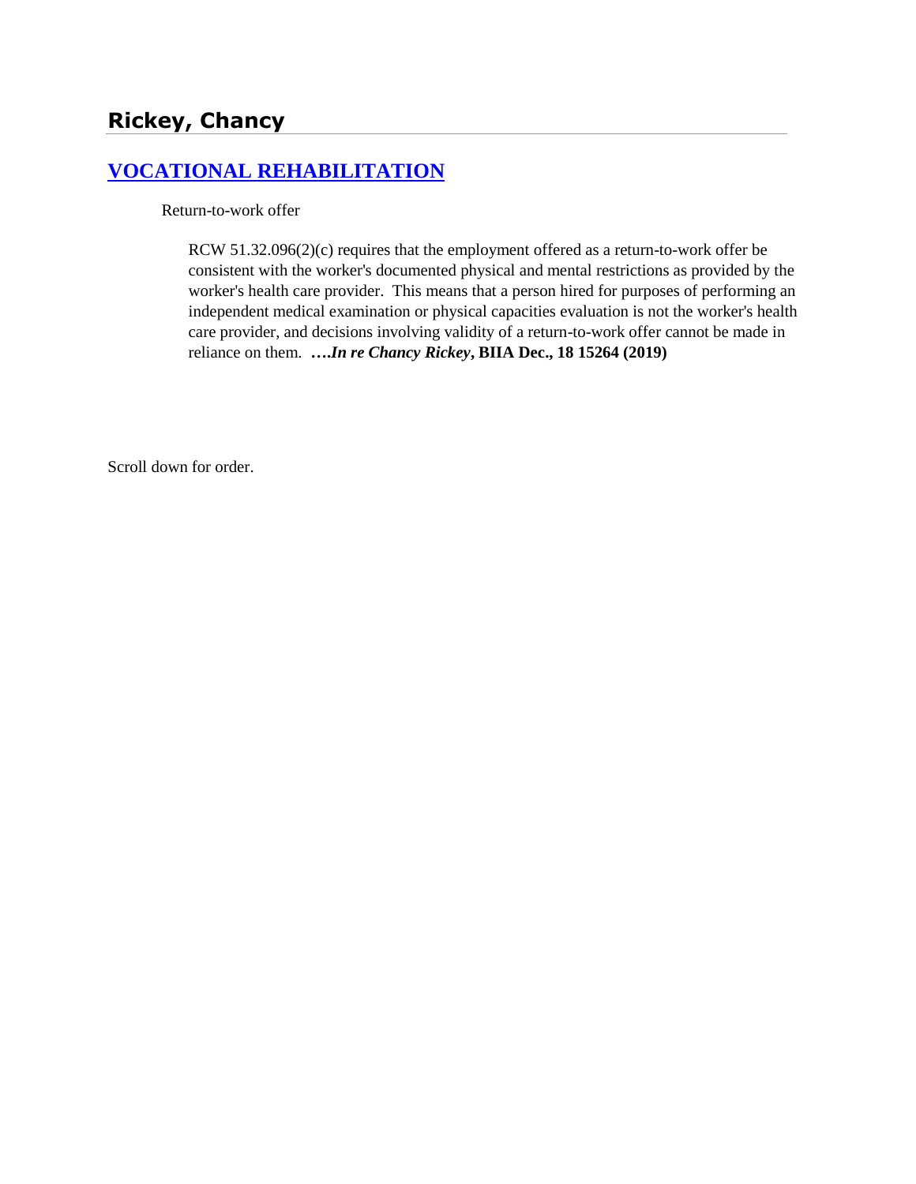# Rickey, Chancy

## [VOCATIONAL REHABILITATION]

Return-to-work offer

RCW 51.32.096(2)(c) requires that the employment offered as a return-to-work offer be consistent with the worker's documented physical and mental restrictions as provided by the worker's health care provider. This means that a person hired for purposes of performing an independent medical examination or physical capacities evaluation is not the worker's health care provider, and decisions involving validity of a return-to-work offer cannot be made in reliance on them. ***….In re Chancy Rickey*, BIIA Dec., 18 15264 (2019)**

Scroll down for order.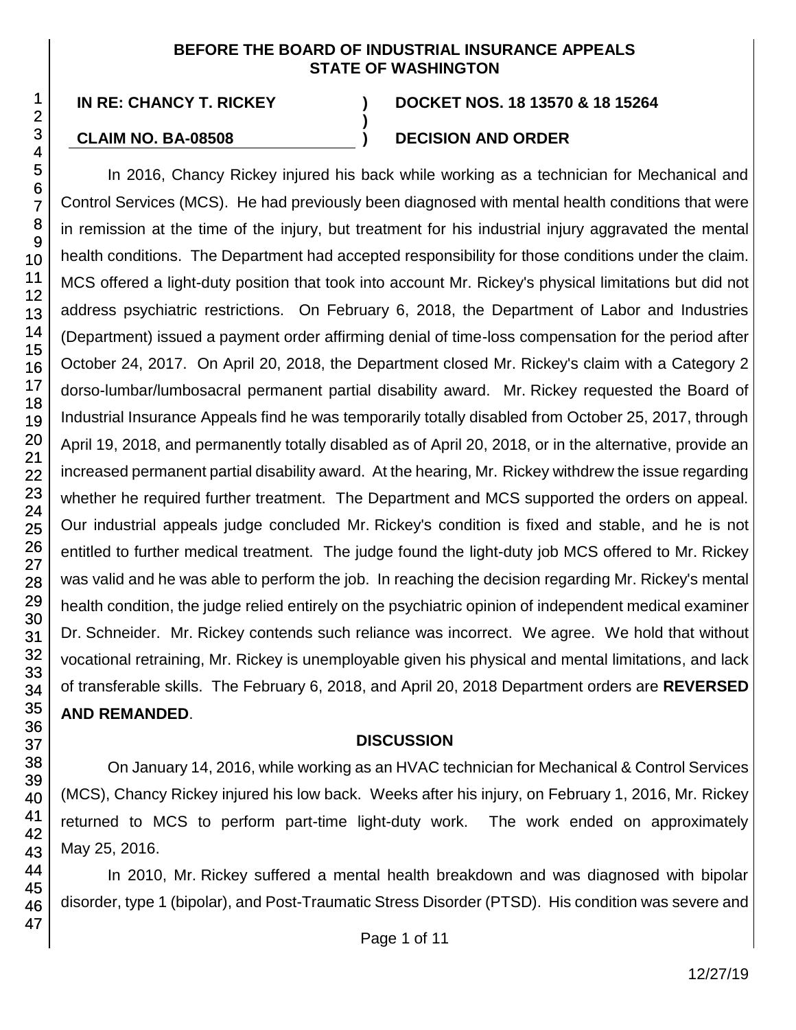**BEFORE THE BOARD OF INDUSTRIAL INSURANCE APPEALS**
**STATE OF WASHINGTON**

| | | |
|---|---|---|
| **IN RE: CHANCY T. RICKEY** | **)** | **DOCKET NOS. 18 13570 & 18 15264** |
| | **)** | |
| **CLAIM NO. BA-08508** | **)** | **DECISION AND ORDER** |

In 2016, Chancy Rickey injured his back while working as a technician for Mechanical and Control Services (MCS). He had previously been diagnosed with mental health conditions that were in remission at the time of the injury, but treatment for his industrial injury aggravated the mental health conditions. The Department had accepted responsibility for those conditions under the claim. MCS offered a light-duty position that took into account Mr. Rickey's physical limitations but did not address psychiatric restrictions. On February 6, 2018, the Department of Labor and Industries (Department) issued a payment order affirming denial of time-loss compensation for the period after October 24, 2017. On April 20, 2018, the Department closed Mr. Rickey's claim with a Category 2 dorso-lumbar/lumbosacral permanent partial disability award. Mr. Rickey requested the Board of Industrial Insurance Appeals find he was temporarily totally disabled from October 25, 2017, through April 19, 2018, and permanently totally disabled as of April 20, 2018, or in the alternative, provide an increased permanent partial disability award. At the hearing, Mr. Rickey withdrew the issue regarding whether he required further treatment. The Department and MCS supported the orders on appeal. Our industrial appeals judge concluded Mr. Rickey's condition is fixed and stable, and he is not entitled to further medical treatment. The judge found the light-duty job MCS offered to Mr. Rickey was valid and he was able to perform the job. In reaching the decision regarding Mr. Rickey's mental health condition, the judge relied entirely on the psychiatric opinion of independent medical examiner Dr. Schneider. Mr. Rickey contends such reliance was incorrect. We agree. We hold that without vocational retraining, Mr. Rickey is unemployable given his physical and mental limitations, and lack of transferable skills. The February 6, 2018, and April 20, 2018 Department orders are **REVERSED AND REMANDED**.

## DISCUSSION

On January 14, 2016, while working as an HVAC technician for Mechanical & Control Services (MCS), Chancy Rickey injured his low back. Weeks after his injury, on February 1, 2016, Mr. Rickey returned to MCS to perform part-time light-duty work. The work ended on approximately May 25, 2016.

In 2010, Mr. Rickey suffered a mental health breakdown and was diagnosed with bipolar disorder, type 1 (bipolar), and Post-Traumatic Stress Disorder (PTSD). His condition was severe and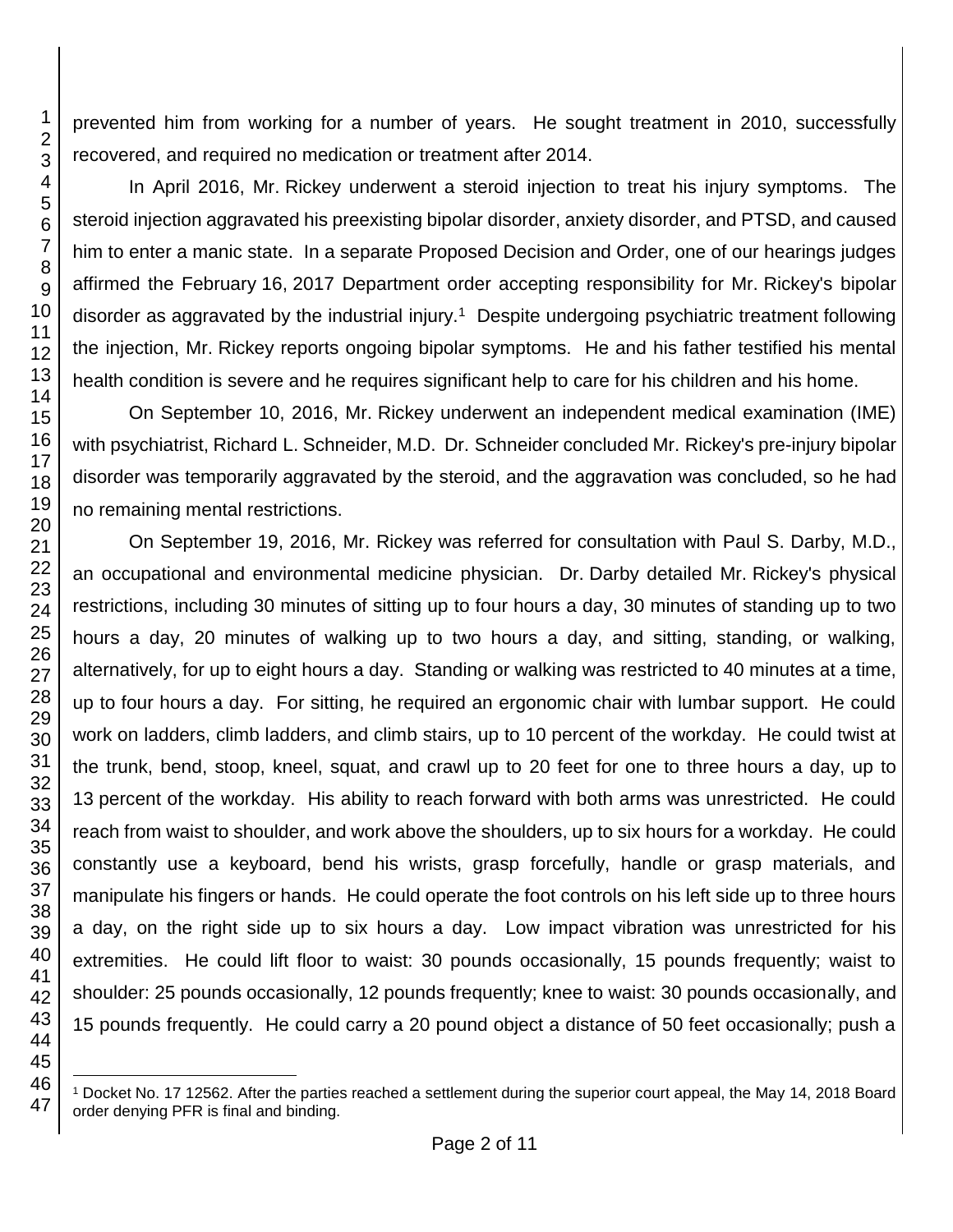prevented him from working for a number of years. He sought treatment in 2010, successfully recovered, and required no medication or treatment after 2014.

In April 2016, Mr. Rickey underwent a steroid injection to treat his injury symptoms. The steroid injection aggravated his preexisting bipolar disorder, anxiety disorder, and PTSD, and caused him to enter a manic state. In a separate Proposed Decision and Order, one of our hearings judges affirmed the February 16, 2017 Department order accepting responsibility for Mr. Rickey's bipolar disorder as aggravated by the industrial injury.[1] Despite undergoing psychiatric treatment following the injection, Mr. Rickey reports ongoing bipolar symptoms. He and his father testified his mental health condition is severe and he requires significant help to care for his children and his home.

On September 10, 2016, Mr. Rickey underwent an independent medical examination (IME) with psychiatrist, Richard L. Schneider, M.D. Dr. Schneider concluded Mr. Rickey's pre-injury bipolar disorder was temporarily aggravated by the steroid, and the aggravation was concluded, so he had no remaining mental restrictions.

On September 19, 2016, Mr. Rickey was referred for consultation with Paul S. Darby, M.D., an occupational and environmental medicine physician. Dr. Darby detailed Mr. Rickey's physical restrictions, including 30 minutes of sitting up to four hours a day, 30 minutes of standing up to two hours a day, 20 minutes of walking up to two hours a day, and sitting, standing, or walking, alternatively, for up to eight hours a day. Standing or walking was restricted to 40 minutes at a time, up to four hours a day. For sitting, he required an ergonomic chair with lumbar support. He could work on ladders, climb ladders, and climb stairs, up to 10 percent of the workday. He could twist at the trunk, bend, stoop, kneel, squat, and crawl up to 20 feet for one to three hours a day, up to 13 percent of the workday. His ability to reach forward with both arms was unrestricted. He could reach from waist to shoulder, and work above the shoulders, up to six hours for a workday. He could constantly use a keyboard, bend his wrists, grasp forcefully, handle or grasp materials, and manipulate his fingers or hands. He could operate the foot controls on his left side up to three hours a day, on the right side up to six hours a day. Low impact vibration was unrestricted for his extremities. He could lift floor to waist: 30 pounds occasionally, 15 pounds frequently; waist to shoulder: 25 pounds occasionally, 12 pounds frequently; knee to waist: 30 pounds occasionally, and 15 pounds frequently. He could carry a 20 pound object a distance of 50 feet occasionally; push a

[1] Docket No. 17 12562. After the parties reached a settlement during the superior court appeal, the May 14, 2018 Board order denying PFR is final and binding.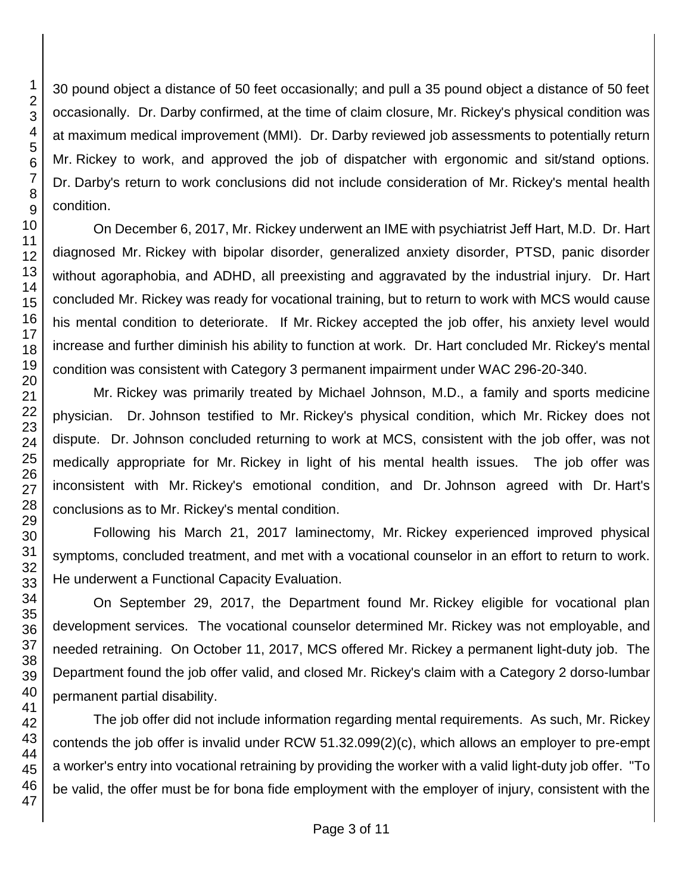30 pound object a distance of 50 feet occasionally; and pull a 35 pound object a distance of 50 feet occasionally. Dr. Darby confirmed, at the time of claim closure, Mr. Rickey's physical condition was at maximum medical improvement (MMI). Dr. Darby reviewed job assessments to potentially return Mr. Rickey to work, and approved the job of dispatcher with ergonomic and sit/stand options. Dr. Darby's return to work conclusions did not include consideration of Mr. Rickey's mental health condition.

On December 6, 2017, Mr. Rickey underwent an IME with psychiatrist Jeff Hart, M.D. Dr. Hart diagnosed Mr. Rickey with bipolar disorder, generalized anxiety disorder, PTSD, panic disorder without agoraphobia, and ADHD, all preexisting and aggravated by the industrial injury. Dr. Hart concluded Mr. Rickey was ready for vocational training, but to return to work with MCS would cause his mental condition to deteriorate. If Mr. Rickey accepted the job offer, his anxiety level would increase and further diminish his ability to function at work. Dr. Hart concluded Mr. Rickey's mental condition was consistent with Category 3 permanent impairment under WAC 296-20-340.

Mr. Rickey was primarily treated by Michael Johnson, M.D., a family and sports medicine physician. Dr. Johnson testified to Mr. Rickey's physical condition, which Mr. Rickey does not dispute. Dr. Johnson concluded returning to work at MCS, consistent with the job offer, was not medically appropriate for Mr. Rickey in light of his mental health issues. The job offer was inconsistent with Mr. Rickey's emotional condition, and Dr. Johnson agreed with Dr. Hart's conclusions as to Mr. Rickey's mental condition.

Following his March 21, 2017 laminectomy, Mr. Rickey experienced improved physical symptoms, concluded treatment, and met with a vocational counselor in an effort to return to work. He underwent a Functional Capacity Evaluation.

On September 29, 2017, the Department found Mr. Rickey eligible for vocational plan development services. The vocational counselor determined Mr. Rickey was not employable, and needed retraining. On October 11, 2017, MCS offered Mr. Rickey a permanent light-duty job. The Department found the job offer valid, and closed Mr. Rickey's claim with a Category 2 dorso-lumbar permanent partial disability.

The job offer did not include information regarding mental requirements. As such, Mr. Rickey contends the job offer is invalid under RCW 51.32.099(2)(c), which allows an employer to pre-empt a worker's entry into vocational retraining by providing the worker with a valid light-duty job offer. "To be valid, the offer must be for bona fide employment with the employer of injury, consistent with the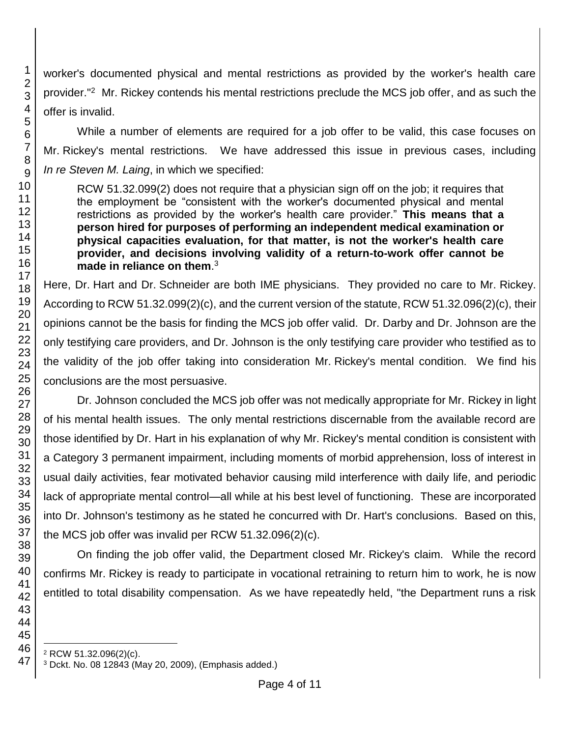worker's documented physical and mental restrictions as provided by the worker's health care provider."[2] Mr. Rickey contends his mental restrictions preclude the MCS job offer, and as such the offer is invalid.

While a number of elements are required for a job offer to be valid, this case focuses on Mr. Rickey's mental restrictions. We have addressed this issue in previous cases, including *In re Steven M. Laing*, in which we specified:

> RCW 51.32.099(2) does not require that a physician sign off on the job; it requires that the employment be "consistent with the worker's documented physical and mental restrictions as provided by the worker's health care provider." **This means that a person hired for purposes of performing an independent medical examination or physical capacities evaluation, for that matter, is not the worker's health care provider, and decisions involving validity of a return-to-work offer cannot be made in reliance on them**.[3]

Here, Dr. Hart and Dr. Schneider are both IME physicians. They provided no care to Mr. Rickey. According to RCW 51.32.099(2)(c), and the current version of the statute, RCW 51.32.096(2)(c), their opinions cannot be the basis for finding the MCS job offer valid. Dr. Darby and Dr. Johnson are the only testifying care providers, and Dr. Johnson is the only testifying care provider who testified as to the validity of the job offer taking into consideration Mr. Rickey's mental condition. We find his conclusions are the most persuasive.

Dr. Johnson concluded the MCS job offer was not medically appropriate for Mr. Rickey in light of his mental health issues. The only mental restrictions discernable from the available record are those identified by Dr. Hart in his explanation of why Mr. Rickey's mental condition is consistent with a Category 3 permanent impairment, including moments of morbid apprehension, loss of interest in usual daily activities, fear motivated behavior causing mild interference with daily life, and periodic lack of appropriate mental control—all while at his best level of functioning. These are incorporated into Dr. Johnson's testimony as he stated he concurred with Dr. Hart's conclusions. Based on this, the MCS job offer was invalid per RCW 51.32.096(2)(c).

On finding the job offer valid, the Department closed Mr. Rickey's claim. While the record confirms Mr. Rickey is ready to participate in vocational retraining to return him to work, he is now entitled to total disability compensation. As we have repeatedly held, "the Department runs a risk

---

[2] RCW 51.32.096(2)(c).

[3] Dckt. No. 08 12843 (May 20, 2009), (Emphasis added.)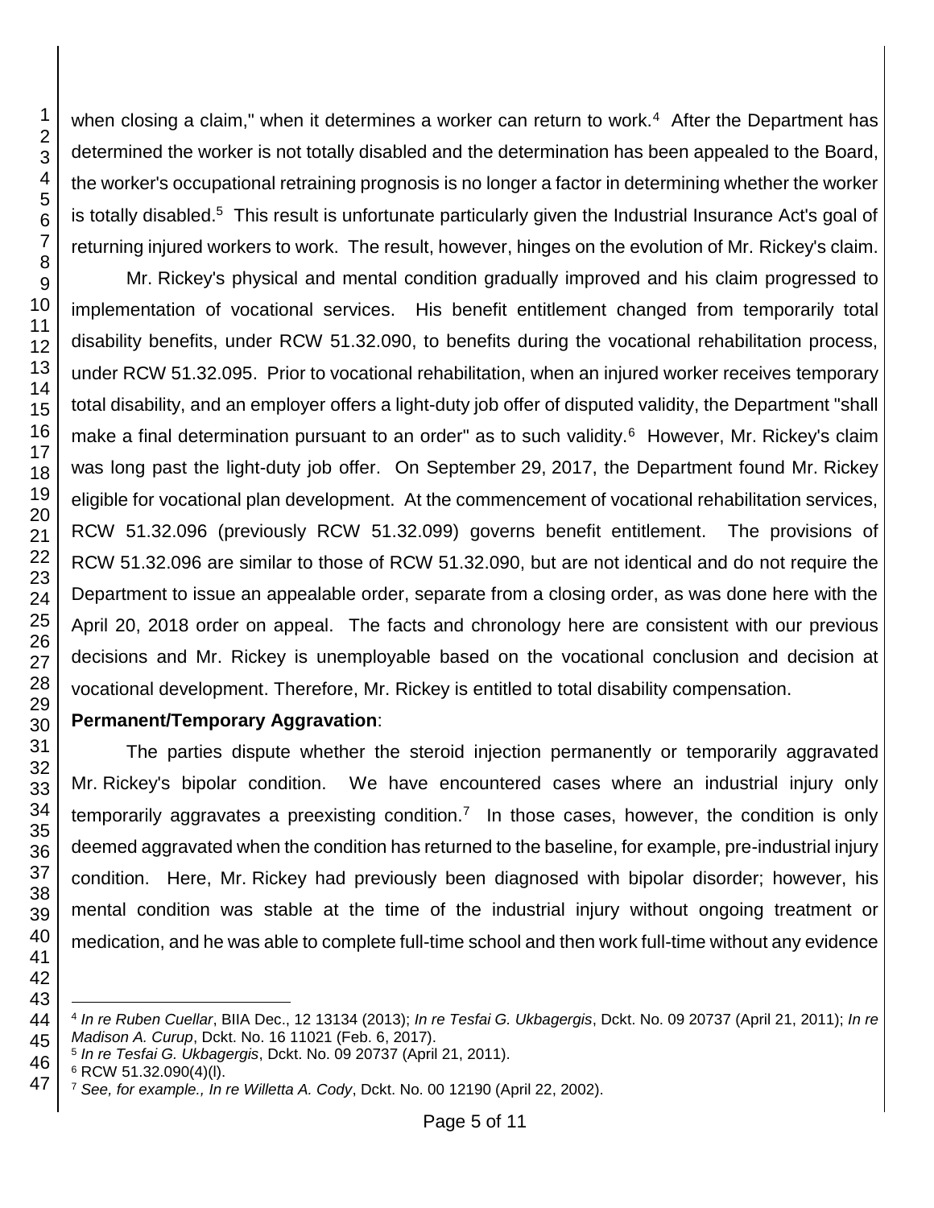when closing a claim," when it determines a worker can return to work.[4] After the Department has determined the worker is not totally disabled and the determination has been appealed to the Board, the worker's occupational retraining prognosis is no longer a factor in determining whether the worker is totally disabled.[5] This result is unfortunate particularly given the Industrial Insurance Act's goal of returning injured workers to work. The result, however, hinges on the evolution of Mr. Rickey's claim.

Mr. Rickey's physical and mental condition gradually improved and his claim progressed to implementation of vocational services. His benefit entitlement changed from temporarily total disability benefits, under RCW 51.32.090, to benefits during the vocational rehabilitation process, under RCW 51.32.095. Prior to vocational rehabilitation, when an injured worker receives temporary total disability, and an employer offers a light-duty job offer of disputed validity, the Department "shall make a final determination pursuant to an order" as to such validity.[6] However, Mr. Rickey's claim was long past the light-duty job offer. On September 29, 2017, the Department found Mr. Rickey eligible for vocational plan development. At the commencement of vocational rehabilitation services, RCW 51.32.096 (previously RCW 51.32.099) governs benefit entitlement. The provisions of RCW 51.32.096 are similar to those of RCW 51.32.090, but are not identical and do not require the Department to issue an appealable order, separate from a closing order, as was done here with the April 20, 2018 order on appeal. The facts and chronology here are consistent with our previous decisions and Mr. Rickey is unemployable based on the vocational conclusion and decision at vocational development. Therefore, Mr. Rickey is entitled to total disability compensation.

**Permanent/Temporary Aggravation**:

The parties dispute whether the steroid injection permanently or temporarily aggravated Mr. Rickey's bipolar condition. We have encountered cases where an industrial injury only temporarily aggravates a preexisting condition.[7] In those cases, however, the condition is only deemed aggravated when the condition has returned to the baseline, for example, pre-industrial injury condition. Here, Mr. Rickey had previously been diagnosed with bipolar disorder; however, his mental condition was stable at the time of the industrial injury without ongoing treatment or medication, and he was able to complete full-time school and then work full-time without any evidence

---

[4] *In re Ruben Cuellar*, BIIA Dec., 12 13134 (2013); *In re Tesfai G. Ukbagergis*, Dckt. No. 09 20737 (April 21, 2011); *In re Madison A. Curup*, Dckt. No. 16 11021 (Feb. 6, 2017).

[5] *In re Tesfai G. Ukbagergis*, Dckt. No. 09 20737 (April 21, 2011).

[6] RCW 51.32.090(4)(l).

[7] *See, for example., In re Willetta A. Cody*, Dckt. No. 00 12190 (April 22, 2002).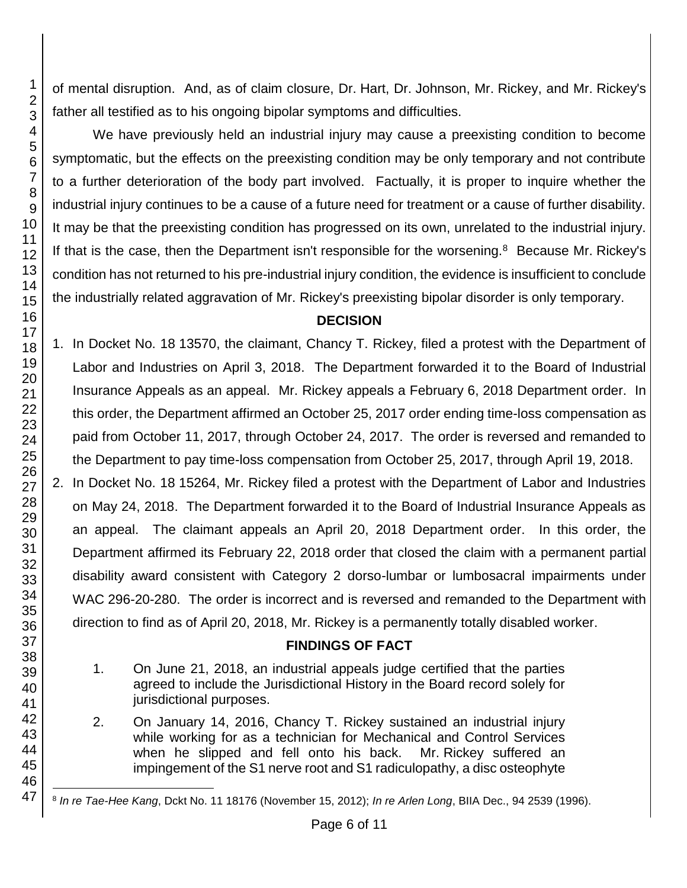of mental disruption. And, as of claim closure, Dr. Hart, Dr. Johnson, Mr. Rickey, and Mr. Rickey's father all testified as to his ongoing bipolar symptoms and difficulties.

We have previously held an industrial injury may cause a preexisting condition to become symptomatic, but the effects on the preexisting condition may be only temporary and not contribute to a further deterioration of the body part involved. Factually, it is proper to inquire whether the industrial injury continues to be a cause of a future need for treatment or a cause of further disability. It may be that the preexisting condition has progressed on its own, unrelated to the industrial injury. If that is the case, then the Department isn't responsible for the worsening.[8] Because Mr. Rickey's condition has not returned to his pre-industrial injury condition, the evidence is insufficient to conclude the industrially related aggravation of Mr. Rickey's preexisting bipolar disorder is only temporary.

## DECISION

1. In Docket No. 18 13570, the claimant, Chancy T. Rickey, filed a protest with the Department of Labor and Industries on April 3, 2018. The Department forwarded it to the Board of Industrial Insurance Appeals as an appeal. Mr. Rickey appeals a February 6, 2018 Department order. In this order, the Department affirmed an October 25, 2017 order ending time-loss compensation as paid from October 11, 2017, through October 24, 2017. The order is reversed and remanded to the Department to pay time-loss compensation from October 25, 2017, through April 19, 2018.

2. In Docket No. 18 15264, Mr. Rickey filed a protest with the Department of Labor and Industries on May 24, 2018. The Department forwarded it to the Board of Industrial Insurance Appeals as an appeal. The claimant appeals an April 20, 2018 Department order. In this order, the Department affirmed its February 22, 2018 order that closed the claim with a permanent partial disability award consistent with Category 2 dorso-lumbar or lumbosacral impairments under WAC 296-20-280. The order is incorrect and is reversed and remanded to the Department with direction to find as of April 20, 2018, Mr. Rickey is a permanently totally disabled worker.

## FINDINGS OF FACT

1. On June 21, 2018, an industrial appeals judge certified that the parties agreed to include the Jurisdictional History in the Board record solely for jurisdictional purposes.

2. On January 14, 2016, Chancy T. Rickey sustained an industrial injury while working for as a technician for Mechanical and Control Services when he slipped and fell onto his back. Mr. Rickey suffered an impingement of the S1 nerve root and S1 radiculopathy, a disc osteophyte

---

[8] *In re Tae-Hee Kang*, Dckt No. 11 18176 (November 15, 2012); *In re Arlen Long*, BIIA Dec., 94 2539 (1996).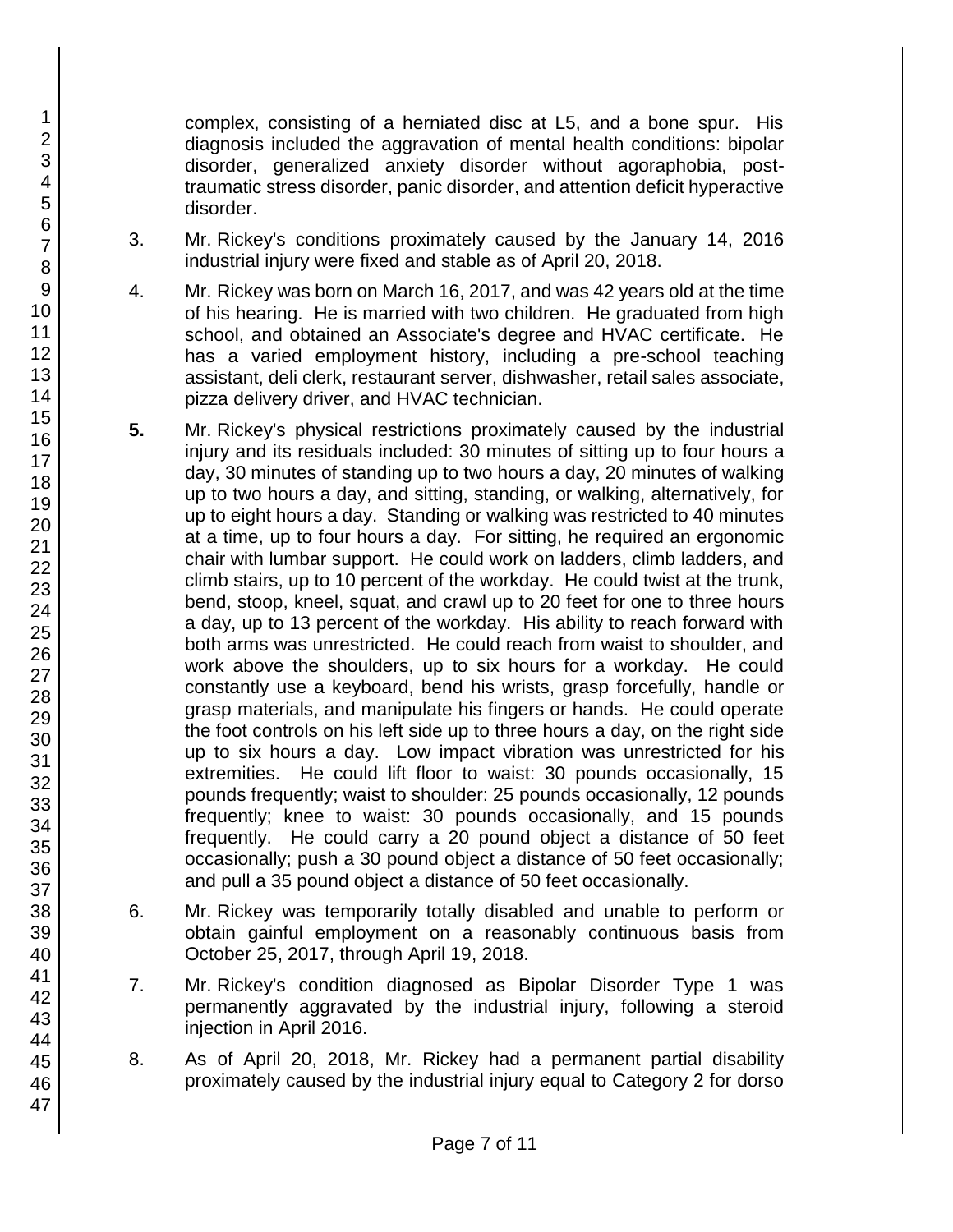complex, consisting of a herniated disc at L5, and a bone spur. His diagnosis included the aggravation of mental health conditions: bipolar disorder, generalized anxiety disorder without agoraphobia, post-traumatic stress disorder, panic disorder, and attention deficit hyperactive disorder.

3. Mr. Rickey's conditions proximately caused by the January 14, 2016 industrial injury were fixed and stable as of April 20, 2018.

4. Mr. Rickey was born on March 16, 2017, and was 42 years old at the time of his hearing. He is married with two children. He graduated from high school, and obtained an Associate's degree and HVAC certificate. He has a varied employment history, including a pre-school teaching assistant, deli clerk, restaurant server, dishwasher, retail sales associate, pizza delivery driver, and HVAC technician.

**5.** Mr. Rickey's physical restrictions proximately caused by the industrial injury and its residuals included: 30 minutes of sitting up to four hours a day, 30 minutes of standing up to two hours a day, 20 minutes of walking up to two hours a day, and sitting, standing, or walking, alternatively, for up to eight hours a day. Standing or walking was restricted to 40 minutes at a time, up to four hours a day. For sitting, he required an ergonomic chair with lumbar support. He could work on ladders, climb ladders, and climb stairs, up to 10 percent of the workday. He could twist at the trunk, bend, stoop, kneel, squat, and crawl up to 20 feet for one to three hours a day, up to 13 percent of the workday. His ability to reach forward with both arms was unrestricted. He could reach from waist to shoulder, and work above the shoulders, up to six hours for a workday. He could constantly use a keyboard, bend his wrists, grasp forcefully, handle or grasp materials, and manipulate his fingers or hands. He could operate the foot controls on his left side up to three hours a day, on the right side up to six hours a day. Low impact vibration was unrestricted for his extremities. He could lift floor to waist: 30 pounds occasionally, 15 pounds frequently; waist to shoulder: 25 pounds occasionally, 12 pounds frequently; knee to waist: 30 pounds occasionally, and 15 pounds frequently. He could carry a 20 pound object a distance of 50 feet occasionally; push a 30 pound object a distance of 50 feet occasionally; and pull a 35 pound object a distance of 50 feet occasionally.

6. Mr. Rickey was temporarily totally disabled and unable to perform or obtain gainful employment on a reasonably continuous basis from October 25, 2017, through April 19, 2018.

7. Mr. Rickey's condition diagnosed as Bipolar Disorder Type 1 was permanently aggravated by the industrial injury, following a steroid injection in April 2016.

8. As of April 20, 2018, Mr. Rickey had a permanent partial disability proximately caused by the industrial injury equal to Category 2 for dorso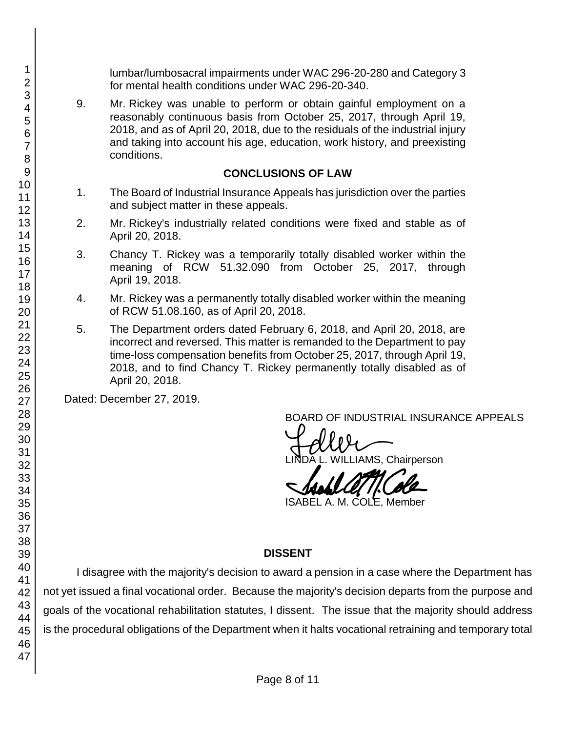lumbar/lumbosacral impairments under WAC 296-20-280 and Category 3 for mental health conditions under WAC 296-20-340.

9. Mr. Rickey was unable to perform or obtain gainful employment on a reasonably continuous basis from October 25, 2017, through April 19, 2018, and as of April 20, 2018, due to the residuals of the industrial injury and taking into account his age, education, work history, and preexisting conditions.

## CONCLUSIONS OF LAW

1. The Board of Industrial Insurance Appeals has jurisdiction over the parties and subject matter in these appeals.

2. Mr. Rickey's industrially related conditions were fixed and stable as of April 20, 2018.

3. Chancy T. Rickey was a temporarily totally disabled worker within the meaning of RCW 51.32.090 from October 25, 2017, through April 19, 2018.

4. Mr. Rickey was a permanently totally disabled worker within the meaning of RCW 51.08.160, as of April 20, 2018.

5. The Department orders dated February 6, 2018, and April 20, 2018, are incorrect and reversed. This matter is remanded to the Department to pay time-loss compensation benefits from October 25, 2017, through April 19, 2018, and to find Chancy T. Rickey permanently totally disabled as of April 20, 2018.

Dated: December 27, 2019.

BOARD OF INDUSTRIAL INSURANCE APPEALS

LINDA L. WILLIAMS, Chairperson

ISABEL A. M. COLE, Member

## DISSENT

I disagree with the majority's decision to award a pension in a case where the Department has not yet issued a final vocational order. Because the majority's decision departs from the purpose and goals of the vocational rehabilitation statutes, I dissent. The issue that the majority should address is the procedural obligations of the Department when it halts vocational retraining and temporary total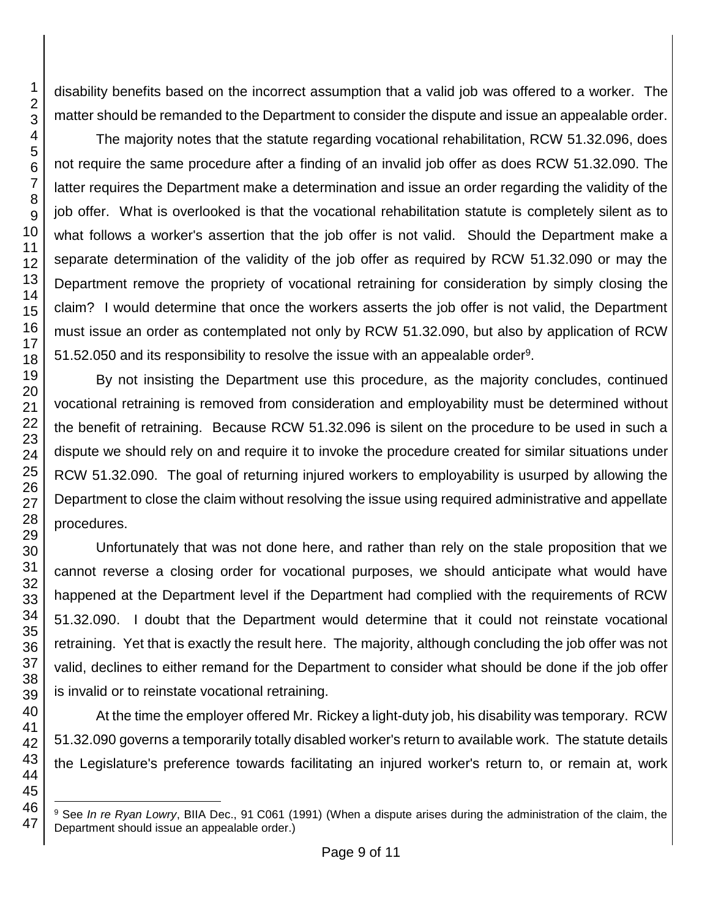disability benefits based on the incorrect assumption that a valid job was offered to a worker. The matter should be remanded to the Department to consider the dispute and issue an appealable order.

The majority notes that the statute regarding vocational rehabilitation, RCW 51.32.096, does not require the same procedure after a finding of an invalid job offer as does RCW 51.32.090. The latter requires the Department make a determination and issue an order regarding the validity of the job offer. What is overlooked is that the vocational rehabilitation statute is completely silent as to what follows a worker's assertion that the job offer is not valid. Should the Department make a separate determination of the validity of the job offer as required by RCW 51.32.090 or may the Department remove the propriety of vocational retraining for consideration by simply closing the claim? I would determine that once the workers asserts the job offer is not valid, the Department must issue an order as contemplated not only by RCW 51.32.090, but also by application of RCW 51.52.050 and its responsibility to resolve the issue with an appealable order[9].

By not insisting the Department use this procedure, as the majority concludes, continued vocational retraining is removed from consideration and employability must be determined without the benefit of retraining. Because RCW 51.32.096 is silent on the procedure to be used in such a dispute we should rely on and require it to invoke the procedure created for similar situations under RCW 51.32.090. The goal of returning injured workers to employability is usurped by allowing the Department to close the claim without resolving the issue using required administrative and appellate procedures.

Unfortunately that was not done here, and rather than rely on the stale proposition that we cannot reverse a closing order for vocational purposes, we should anticipate what would have happened at the Department level if the Department had complied with the requirements of RCW 51.32.090. I doubt that the Department would determine that it could not reinstate vocational retraining. Yet that is exactly the result here. The majority, although concluding the job offer was not valid, declines to either remand for the Department to consider what should be done if the job offer is invalid or to reinstate vocational retraining.

At the time the employer offered Mr. Rickey a light-duty job, his disability was temporary. RCW 51.32.090 governs a temporarily totally disabled worker's return to available work. The statute details the Legislature's preference towards facilitating an injured worker's return to, or remain at, work

---

[9] See *In re Ryan Lowry*, BIIA Dec., 91 C061 (1991) (When a dispute arises during the administration of the claim, the Department should issue an appealable order.)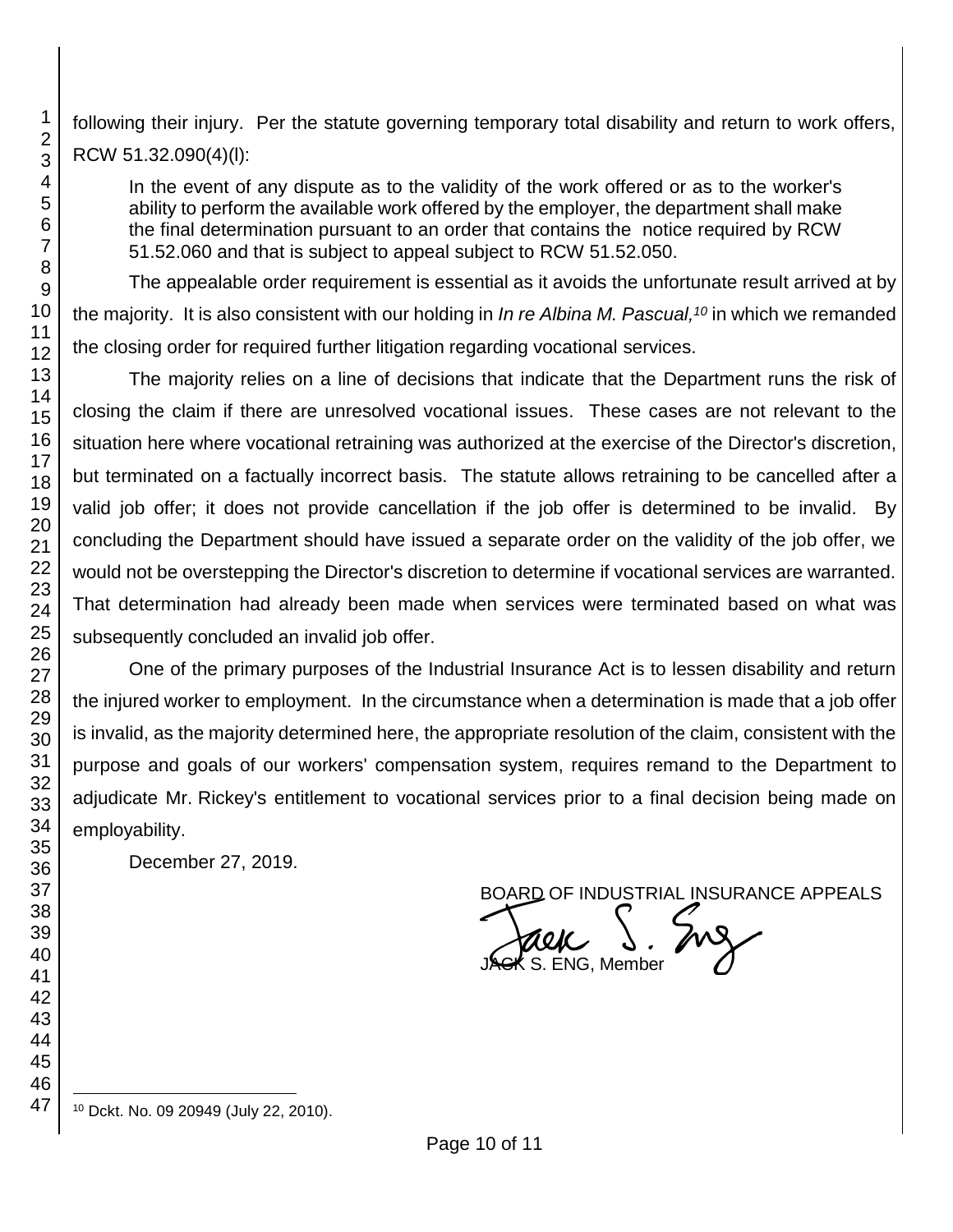following their injury. Per the statute governing temporary total disability and return to work offers, RCW 51.32.090(4)(l):

> In the event of any dispute as to the validity of the work offered or as to the worker's ability to perform the available work offered by the employer, the department shall make the final determination pursuant to an order that contains the notice required by RCW 51.52.060 and that is subject to appeal subject to RCW 51.52.050.

The appealable order requirement is essential as it avoids the unfortunate result arrived at by the majority. It is also consistent with our holding in *In re Albina M. Pascual,*[10] in which we remanded the closing order for required further litigation regarding vocational services.

The majority relies on a line of decisions that indicate that the Department runs the risk of closing the claim if there are unresolved vocational issues. These cases are not relevant to the situation here where vocational retraining was authorized at the exercise of the Director's discretion, but terminated on a factually incorrect basis. The statute allows retraining to be cancelled after a valid job offer; it does not provide cancellation if the job offer is determined to be invalid. By concluding the Department should have issued a separate order on the validity of the job offer, we would not be overstepping the Director's discretion to determine if vocational services are warranted. That determination had already been made when services were terminated based on what was subsequently concluded an invalid job offer.

One of the primary purposes of the Industrial Insurance Act is to lessen disability and return the injured worker to employment. In the circumstance when a determination is made that a job offer is invalid, as the majority determined here, the appropriate resolution of the claim, consistent with the purpose and goals of our workers' compensation system, requires remand to the Department to adjudicate Mr. Rickey's entitlement to vocational services prior to a final decision being made on employability.

December 27, 2019.

BOARD OF INDUSTRIAL INSURANCE APPEALS

JACK S. ENG, Member

---

[10] Dckt. No. 09 20949 (July 22, 2010).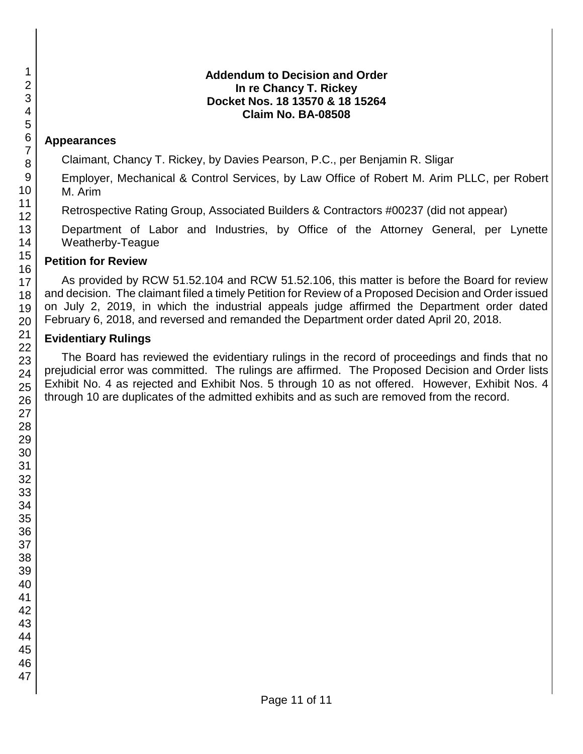**Addendum to Decision and Order**
**In re Chancy T. Rickey**
**Docket Nos. 18 13570 & 18 15264**
**Claim No. BA-08508**

## Appearances

Claimant, Chancy T. Rickey, by Davies Pearson, P.C., per Benjamin R. Sligar

Employer, Mechanical & Control Services, by Law Office of Robert M. Arim PLLC, per Robert M. Arim

Retrospective Rating Group, Associated Builders & Contractors #00237 (did not appear)

Department of Labor and Industries, by Office of the Attorney General, per Lynette Weatherby-Teague

## Petition for Review

As provided by RCW 51.52.104 and RCW 51.52.106, this matter is before the Board for review and decision. The claimant filed a timely Petition for Review of a Proposed Decision and Order issued on July 2, 2019, in which the industrial appeals judge affirmed the Department order dated February 6, 2018, and reversed and remanded the Department order dated April 20, 2018.

## Evidentiary Rulings

The Board has reviewed the evidentiary rulings in the record of proceedings and finds that no prejudicial error was committed. The rulings are affirmed. The Proposed Decision and Order lists Exhibit No. 4 as rejected and Exhibit Nos. 5 through 10 as not offered. However, Exhibit Nos. 4 through 10 are duplicates of the admitted exhibits and as such are removed from the record.